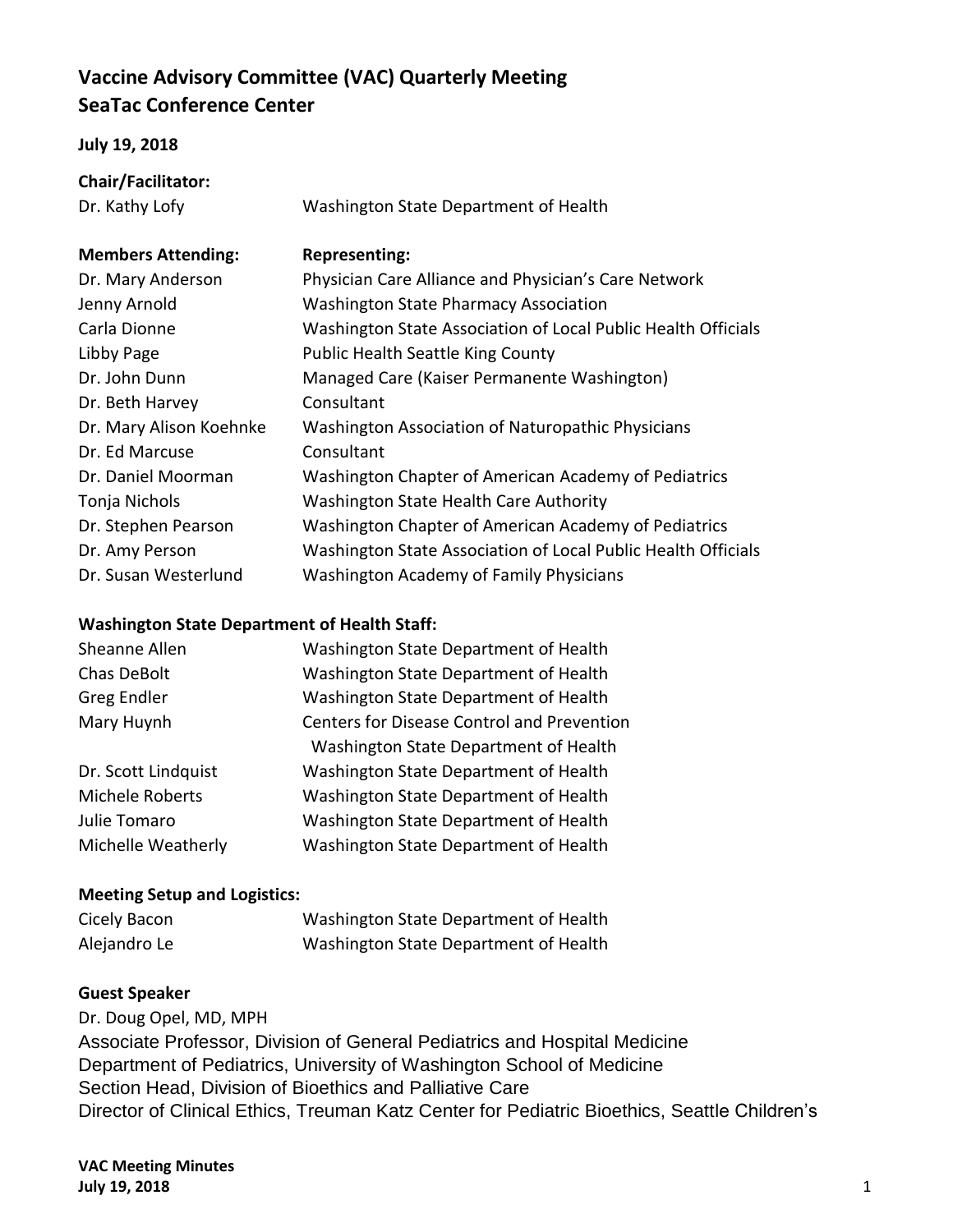# Vaccine Advisory Committee (VAC) Quarterly Meeting
# SeaTac Conference Center

**July 19, 2018**

**Chair/Facilitator:**

| | |
|---|---|
| Dr. Kathy Lofy | Washington State Department of Health |

| **Members Attending:** | **Representing:** |
|---|---|
| Dr. Mary Anderson | Physician Care Alliance and Physician's Care Network |
| Jenny Arnold | Washington State Pharmacy Association |
| Carla Dionne | Washington State Association of Local Public Health Officials |
| Libby Page | Public Health Seattle King County |
| Dr. John Dunn | Managed Care (Kaiser Permanente Washington) |
| Dr. Beth Harvey | Consultant |
| Dr. Mary Alison Koehnke | Washington Association of Naturopathic Physicians |
| Dr. Ed Marcuse | Consultant |
| Dr. Daniel Moorman | Washington Chapter of American Academy of Pediatrics |
| Tonja Nichols | Washington State Health Care Authority |
| Dr. Stephen Pearson | Washington Chapter of American Academy of Pediatrics |
| Dr. Amy Person | Washington State Association of Local Public Health Officials |
| Dr. Susan Westerlund | Washington Academy of Family Physicians |

**Washington State Department of Health Staff:**

| | |
|---|---|
| Sheanne Allen | Washington State Department of Health |
| Chas DeBolt | Washington State Department of Health |
| Greg Endler | Washington State Department of Health |
| Mary Huynh | Centers for Disease Control and Prevention<br>Washington State Department of Health |
| Dr. Scott Lindquist | Washington State Department of Health |
| Michele Roberts | Washington State Department of Health |
| Julie Tomaro | Washington State Department of Health |
| Michelle Weatherly | Washington State Department of Health |

**Meeting Setup and Logistics:**

| | |
|---|---|
| Cicely Bacon | Washington State Department of Health |
| Alejandro Le | Washington State Department of Health |

**Guest Speaker**

Dr. Doug Opel, MD, MPH
Associate Professor, Division of General Pediatrics and Hospital Medicine
Department of Pediatrics, University of Washington School of Medicine
Section Head, Division of Bioethics and Palliative Care
Director of Clinical Ethics, Treuman Katz Center for Pediatric Bioethics, Seattle Children's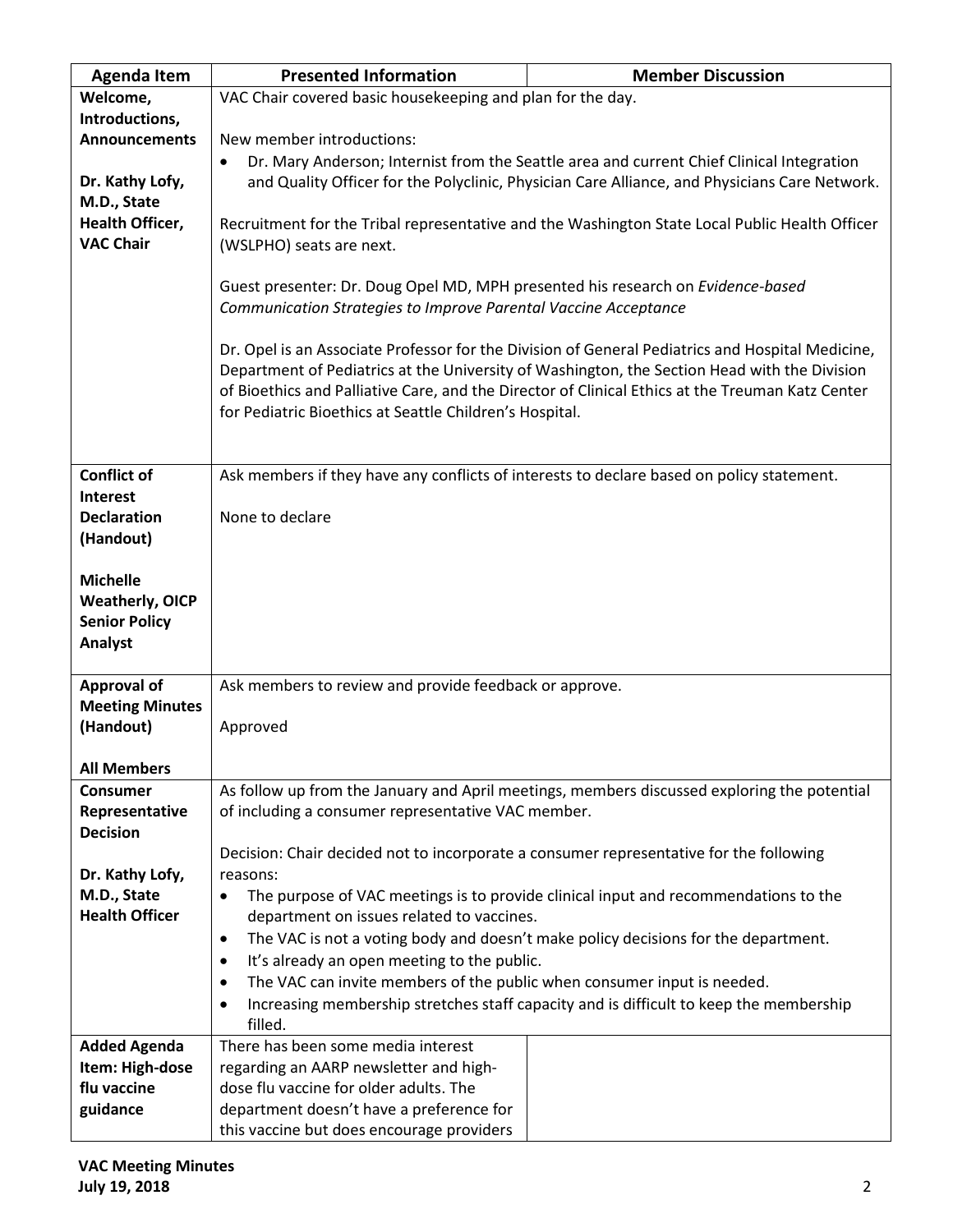| Agenda Item | Presented Information | Member Discussion |
|---|---|---|
| **Welcome, Introductions, Announcements**<br><br>**Dr. Kathy Lofy, M.D., State Health Officer, VAC Chair** | VAC Chair covered basic housekeeping and plan for the day.<br><br>New member introductions:<br>• Dr. Mary Anderson; Internist from the Seattle area and current Chief Clinical Integration and Quality Officer for the Polyclinic, Physician Care Alliance, and Physicians Care Network.<br><br>Recruitment for the Tribal representative and the Washington State Local Public Health Officer (WSLPHO) seats are next.<br><br>Guest presenter: Dr. Doug Opel MD, MPH presented his research on *Evidence-based Communication Strategies to Improve Parental Vaccine Acceptance*<br><br>Dr. Opel is an Associate Professor for the Division of General Pediatrics and Hospital Medicine, Department of Pediatrics at the University of Washington, the Section Head with the Division of Bioethics and Palliative Care, and the Director of Clinical Ethics at the Treuman Katz Center for Pediatric Bioethics at Seattle Children's Hospital. | |
| **Conflict of Interest Declaration (Handout)**<br><br>**Michelle Weatherly, OICP Senior Policy Analyst** | Ask members if they have any conflicts of interests to declare based on policy statement.<br><br>None to declare | |
| **Approval of Meeting Minutes (Handout)**<br><br>**All Members** | Ask members to review and provide feedback or approve.<br><br>Approved | |
| **Consumer Representative Decision**<br><br>**Dr. Kathy Lofy, M.D., State Health Officer** | As follow up from the January and April meetings, members discussed exploring the potential of including a consumer representative VAC member.<br><br>Decision: Chair decided not to incorporate a consumer representative for the following reasons:<br>• The purpose of VAC meetings is to provide clinical input and recommendations to the department on issues related to vaccines.<br>• The VAC is not a voting body and doesn't make policy decisions for the department.<br>• It's already an open meeting to the public.<br>• The VAC can invite members of the public when consumer input is needed.<br>• Increasing membership stretches staff capacity and is difficult to keep the membership filled. | |
| **Added Agenda Item: High-dose flu vaccine guidance** | There has been some media interest regarding an AARP newsletter and high-dose flu vaccine for older adults. The department doesn't have a preference for this vaccine but does encourage providers | |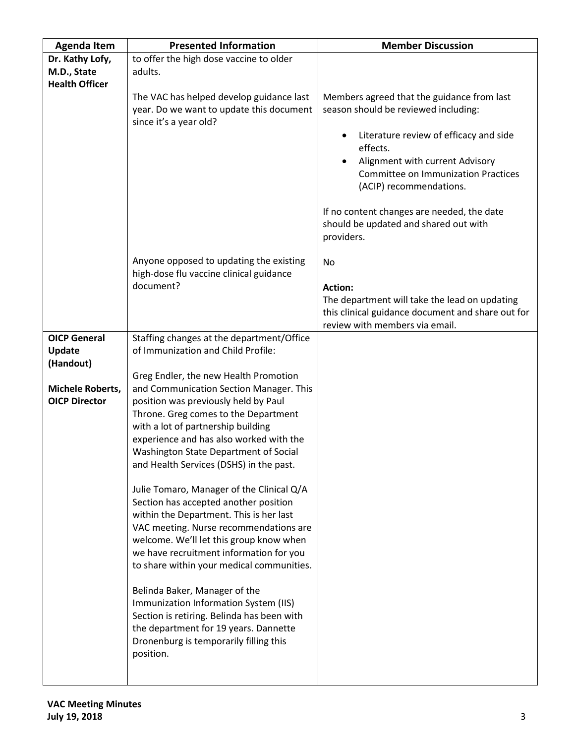| Agenda Item | Presented Information | Member Discussion |
|---|---|---|
| **Dr. Kathy Lofy, M.D., State Health Officer** | to offer the high dose vaccine to older adults.<br><br>The VAC has helped develop guidance last year. Do we want to update this document since it's a year old? | Members agreed that the guidance from last season should be reviewed including:<br><ul><li>Literature review of efficacy and side effects.</li><li>Alignment with current Advisory Committee on Immunization Practices (ACIP) recommendations.</li></ul>If no content changes are needed, the date should be updated and shared out with providers. |
| | Anyone opposed to updating the existing high-dose flu vaccine clinical guidance document? | No<br><br>**Action:**<br>The department will take the lead on updating this clinical guidance document and share out for review with members via email. |
| **OICP General Update (Handout)**<br><br>**Michele Roberts, OICP Director** | Staffing changes at the department/Office of Immunization and Child Profile:<br><br>Greg Endler, the new Health Promotion and Communication Section Manager. This position was previously held by Paul Throne. Greg comes to the Department with a lot of partnership building experience and has also worked with the Washington State Department of Social and Health Services (DSHS) in the past.<br><br>Julie Tomaro, Manager of the Clinical Q/A Section has accepted another position within the Department. This is her last VAC meeting. Nurse recommendations are welcome. We'll let this group know when we have recruitment information for you to share within your medical communities.<br><br>Belinda Baker, Manager of the Immunization Information System (IIS) Section is retiring. Belinda has been with the department for 19 years. Dannette Dronenburg is temporarily filling this position. | |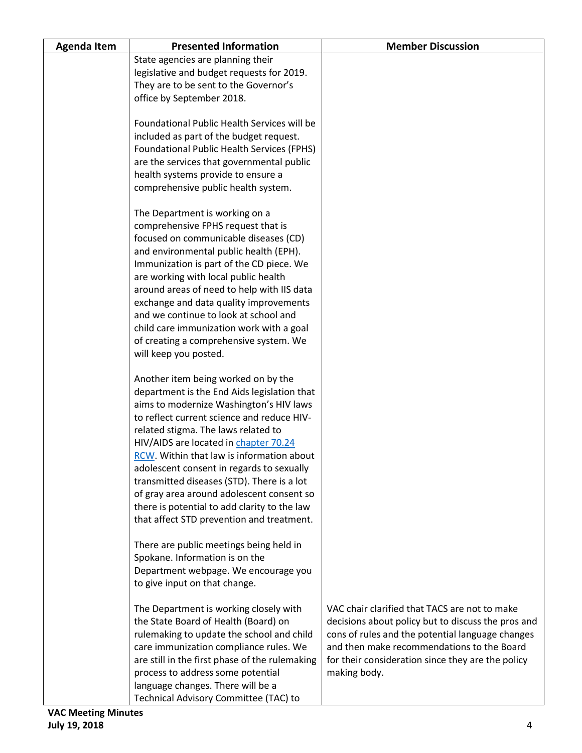| Agenda Item | Presented Information | Member Discussion |
|---|---|---|
| | State agencies are planning their legislative and budget requests for 2019. They are to be sent to the Governor's office by September 2018.<br><br>Foundational Public Health Services will be included as part of the budget request. Foundational Public Health Services (FPHS) are the services that governmental public health systems provide to ensure a comprehensive public health system.<br><br>The Department is working on a comprehensive FPHS request that is focused on communicable diseases (CD) and environmental public health (EPH). Immunization is part of the CD piece. We are working with local public health around areas of need to help with IIS data exchange and data quality improvements and we continue to look at school and child care immunization work with a goal of creating a comprehensive system. We will keep you posted.<br><br>Another item being worked on by the department is the End Aids legislation that aims to modernize Washington's HIV laws to reflect current science and reduce HIV-related stigma. The laws related to HIV/AIDS are located in [chapter 70.24 RCW](). Within that law is information about adolescent consent in regards to sexually transmitted diseases (STD). There is a lot of gray area around adolescent consent so there is potential to add clarity to the law that affect STD prevention and treatment.<br><br>There are public meetings being held in Spokane. Information is on the Department webpage. We encourage you to give input on that change. | |
| | The Department is working closely with the State Board of Health (Board) on rulemaking to update the school and child care immunization compliance rules. We are still in the first phase of the rulemaking process to address some potential language changes. There will be a Technical Advisory Committee (TAC) to | VAC chair clarified that TACS are not to make decisions about policy but to discuss the pros and cons of rules and the potential language changes and then make recommendations to the Board for their consideration since they are the policy making body. |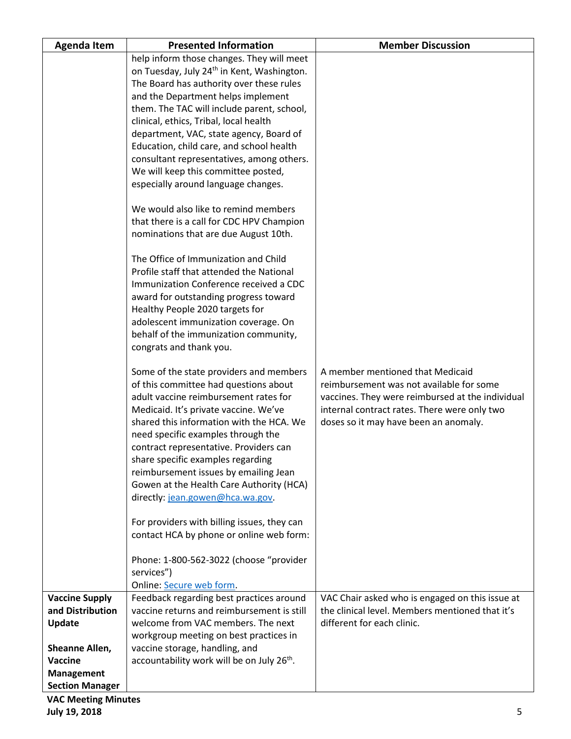| Agenda Item | Presented Information | Member Discussion |
|---|---|---|
| | help inform those changes. They will meet on Tuesday, July 24th in Kent, Washington. The Board has authority over these rules and the Department helps implement them. The TAC will include parent, school, clinical, ethics, Tribal, local health department, VAC, state agency, Board of Education, child care, and school health consultant representatives, among others. We will keep this committee posted, especially around language changes.<br><br>We would also like to remind members that there is a call for CDC HPV Champion nominations that are due August 10th.<br><br>The Office of Immunization and Child Profile staff that attended the National Immunization Conference received a CDC award for outstanding progress toward Healthy People 2020 targets for adolescent immunization coverage. On behalf of the immunization community, congrats and thank you.<br><br>Some of the state providers and members of this committee had questions about adult vaccine reimbursement rates for Medicaid. It's private vaccine. We've shared this information with the HCA. We need specific examples through the contract representative. Providers can share specific examples regarding reimbursement issues by emailing Jean Gowen at the Health Care Authority (HCA) directly: jean.gowen@hca.wa.gov.<br><br>For providers with billing issues, they can contact HCA by phone or online web form:<br><br>Phone: 1-800-562-3022 (choose "provider services")<br>Online: Secure web form. | A member mentioned that Medicaid reimbursement was not available for some vaccines. They were reimbursed at the individual internal contract rates. There were only two doses so it may have been an anomaly. |
| **Vaccine Supply and Distribution Update**<br><br>**Sheanne Allen, Vaccine Management Section Manager** | Feedback regarding best practices around vaccine returns and reimbursement is still welcome from VAC members. The next workgroup meeting on best practices in vaccine storage, handling, and accountability work will be on July 26th. | VAC Chair asked who is engaged on this issue at the clinical level. Members mentioned that it's different for each clinic. |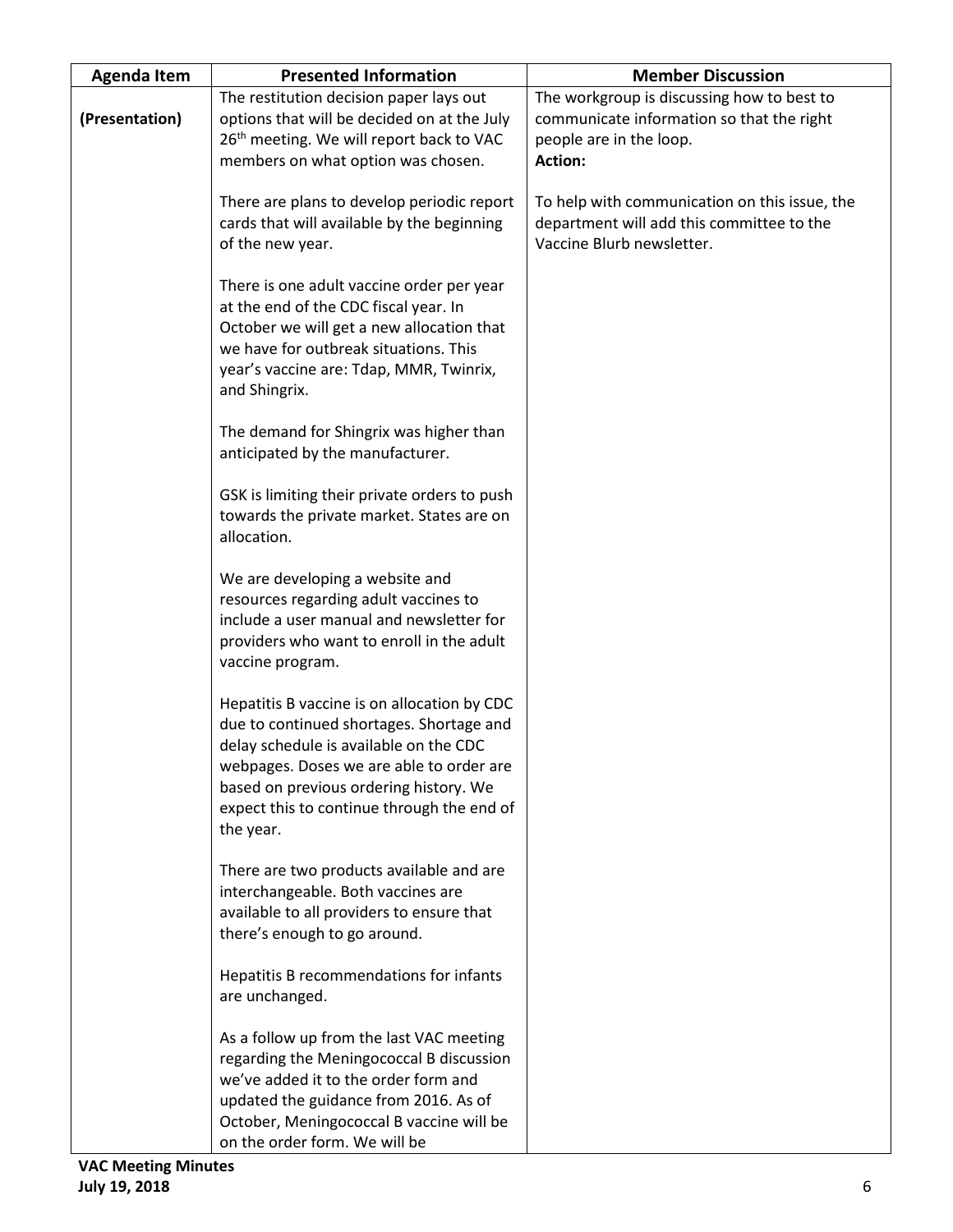| Agenda Item | Presented Information | Member Discussion |
|---|---|---|
| (Presentation) | The restitution decision paper lays out options that will be decided on at the July 26th meeting. We will report back to VAC members on what option was chosen.<br><br>There are plans to develop periodic report cards that will available by the beginning of the new year.<br><br>There is one adult vaccine order per year at the end of the CDC fiscal year. In October we will get a new allocation that we have for outbreak situations. This year's vaccine are: Tdap, MMR, Twinrix, and Shingrix.<br><br>The demand for Shingrix was higher than anticipated by the manufacturer.<br><br>GSK is limiting their private orders to push towards the private market. States are on allocation.<br><br>We are developing a website and resources regarding adult vaccines to include a user manual and newsletter for providers who want to enroll in the adult vaccine program.<br><br>Hepatitis B vaccine is on allocation by CDC due to continued shortages. Shortage and delay schedule is available on the CDC webpages. Doses we are able to order are based on previous ordering history. We expect this to continue through the end of the year.<br><br>There are two products available and are interchangeable. Both vaccines are available to all providers to ensure that there's enough to go around.<br><br>Hepatitis B recommendations for infants are unchanged.<br><br>As a follow up from the last VAC meeting regarding the Meningococcal B discussion we've added it to the order form and updated the guidance from 2016. As of October, Meningococcal B vaccine will be on the order form. We will be | The workgroup is discussing how to best to communicate information so that the right people are in the loop.<br>**Action:**<br><br>To help with communication on this issue, the department will add this committee to the Vaccine Blurb newsletter. |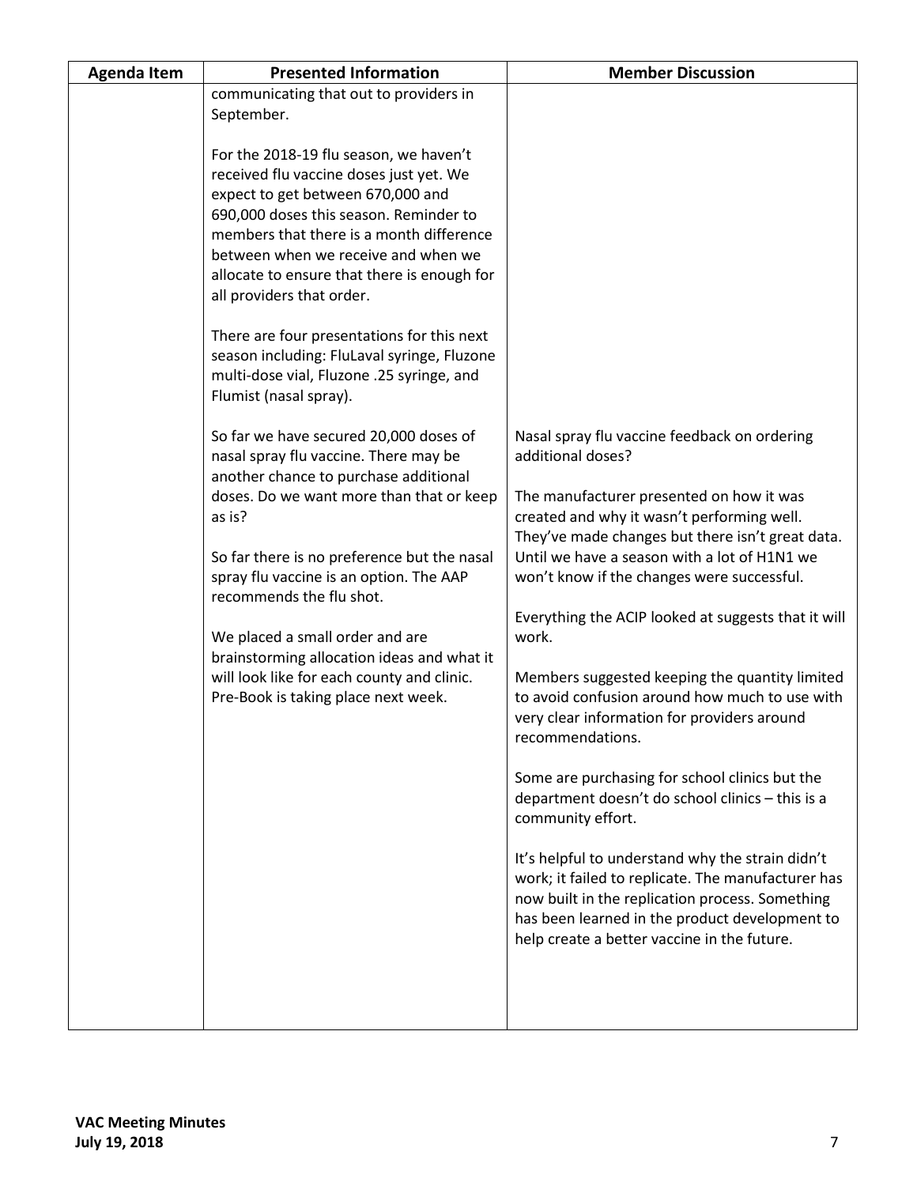| Agenda Item | Presented Information | Member Discussion |
|---|---|---|
| | communicating that out to providers in September.<br><br>For the 2018-19 flu season, we haven't received flu vaccine doses just yet. We expect to get between 670,000 and 690,000 doses this season. Reminder to members that there is a month difference between when we receive and when we allocate to ensure that there is enough for all providers that order.<br><br>There are four presentations for this next season including: FluLaval syringe, Fluzone multi-dose vial, Fluzone .25 syringe, and Flumist (nasal spray).<br><br>So far we have secured 20,000 doses of nasal spray flu vaccine. There may be another chance to purchase additional doses. Do we want more than that or keep as is?<br><br>So far there is no preference but the nasal spray flu vaccine is an option. The AAP recommends the flu shot.<br><br>We placed a small order and are brainstorming allocation ideas and what it will look like for each county and clinic. Pre-Book is taking place next week. | Nasal spray flu vaccine feedback on ordering additional doses?<br><br>The manufacturer presented on how it was created and why it wasn't performing well. They've made changes but there isn't great data. Until we have a season with a lot of H1N1 we won't know if the changes were successful.<br><br>Everything the ACIP looked at suggests that it will work.<br><br>Members suggested keeping the quantity limited to avoid confusion around how much to use with very clear information for providers around recommendations.<br><br>Some are purchasing for school clinics but the department doesn't do school clinics – this is a community effort.<br><br>It's helpful to understand why the strain didn't work; it failed to replicate. The manufacturer has now built in the replication process. Something has been learned in the product development to help create a better vaccine in the future. |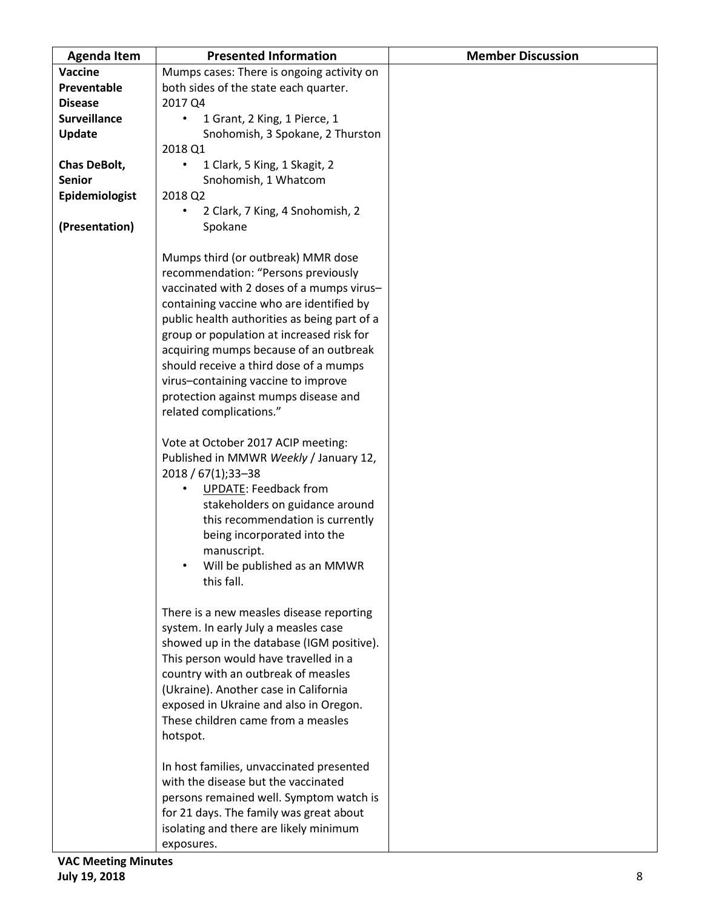| Agenda Item | Presented Information | Member Discussion |
|---|---|---|
| **Vaccine Preventable Disease Surveillance Update**<br><br>**Chas DeBolt, Senior Epidemiologist**<br><br>**(Presentation)** | Mumps cases: There is ongoing activity on both sides of the state each quarter.<br>2017 Q4<br>• 1 Grant, 2 King, 1 Pierce, 1 Snohomish, 3 Spokane, 2 Thurston<br>2018 Q1<br>• 1 Clark, 5 King, 1 Skagit, 2 Snohomish, 1 Whatcom<br>2018 Q2<br>• 2 Clark, 7 King, 4 Snohomish, 2 Spokane<br><br>Mumps third (or outbreak) MMR dose recommendation: "Persons previously vaccinated with 2 doses of a mumps virus–containing vaccine who are identified by public health authorities as being part of a group or population at increased risk for acquiring mumps because of an outbreak should receive a third dose of a mumps virus–containing vaccine to improve protection against mumps disease and related complications."<br><br>Vote at October 2017 ACIP meeting: Published in MMWR *Weekly* / January 12, 2018 / 67(1);33–38<br>• UPDATE: Feedback from stakeholders on guidance around this recommendation is currently being incorporated into the manuscript.<br>• Will be published as an MMWR this fall.<br><br>There is a new measles disease reporting system. In early July a measles case showed up in the database (IGM positive). This person would have travelled in a country with an outbreak of measles (Ukraine). Another case in California exposed in Ukraine and also in Oregon. These children came from a measles hotspot.<br><br>In host families, unvaccinated presented with the disease but the vaccinated persons remained well. Symptom watch is for 21 days. The family was great about isolating and there are likely minimum exposures. | |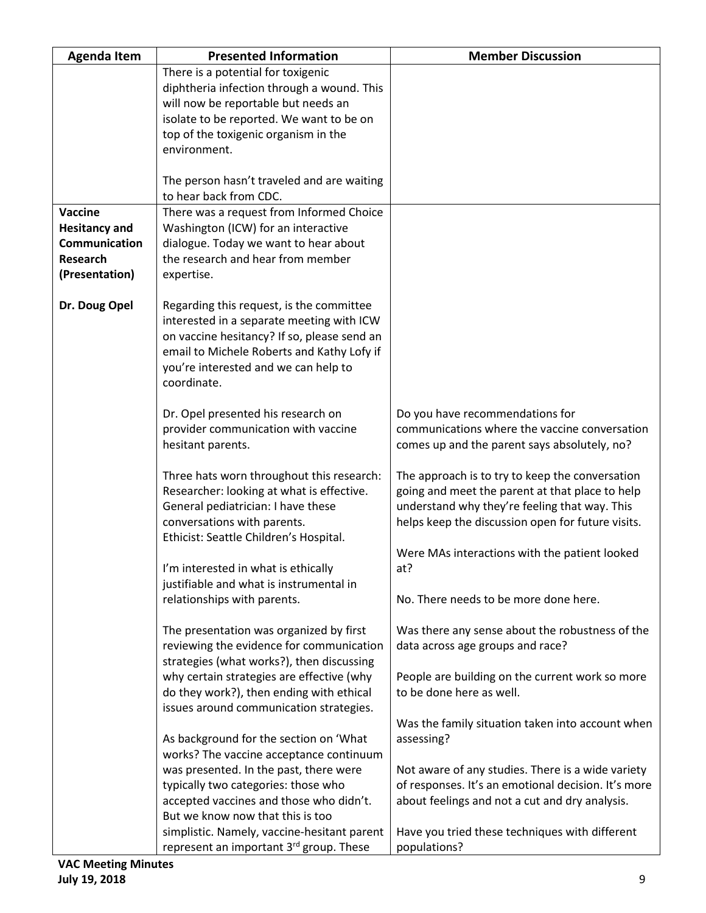| Agenda Item | Presented Information | Member Discussion |
|---|---|---|
| | There is a potential for toxigenic diphtheria infection through a wound. This will now be reportable but needs an isolate to be reported. We want to be on top of the toxigenic organism in the environment.<br><br>The person hasn't traveled and are waiting to hear back from CDC. | |
| **Vaccine Hesitancy and Communication Research (Presentation)**<br><br>**Dr. Doug Opel** | There was a request from Informed Choice Washington (ICW) for an interactive dialogue. Today we want to hear about the research and hear from member expertise.<br><br>Regarding this request, is the committee interested in a separate meeting with ICW on vaccine hesitancy? If so, please send an email to Michele Roberts and Kathy Lofy if you're interested and we can help to coordinate. | |
| | Dr. Opel presented his research on provider communication with vaccine hesitant parents.<br><br>Three hats worn throughout this research:<br>Researcher: looking at what is effective.<br>General pediatrician: I have these conversations with parents.<br>Ethicist: Seattle Children's Hospital.<br><br>I'm interested in what is ethically justifiable and what is instrumental in relationships with parents.<br><br>The presentation was organized by first reviewing the evidence for communication strategies (what works?), then discussing why certain strategies are effective (why do they work?), then ending with ethical issues around communication strategies.<br><br>As background for the section on 'What works? The vaccine acceptance continuum was presented. In the past, there were typically two categories: those who accepted vaccines and those who didn't. But we know now that this is too simplistic. Namely, vaccine-hesitant parent represent an important 3rd group. These | Do you have recommendations for communications where the vaccine conversation comes up and the parent says absolutely, no?<br><br>The approach is to try to keep the conversation going and meet the parent at that place to help understand why they're feeling that way. This helps keep the discussion open for future visits.<br><br>Were MAs interactions with the patient looked at?<br><br>No. There needs to be more done here.<br><br>Was there any sense about the robustness of the data across age groups and race?<br><br>People are building on the current work so more to be done here as well.<br><br>Was the family situation taken into account when assessing?<br><br>Not aware of any studies. There is a wide variety of responses. It's an emotional decision. It's more about feelings and not a cut and dry analysis.<br><br>Have you tried these techniques with different populations? |

**VAC Meeting Minutes**
**July 19, 2018**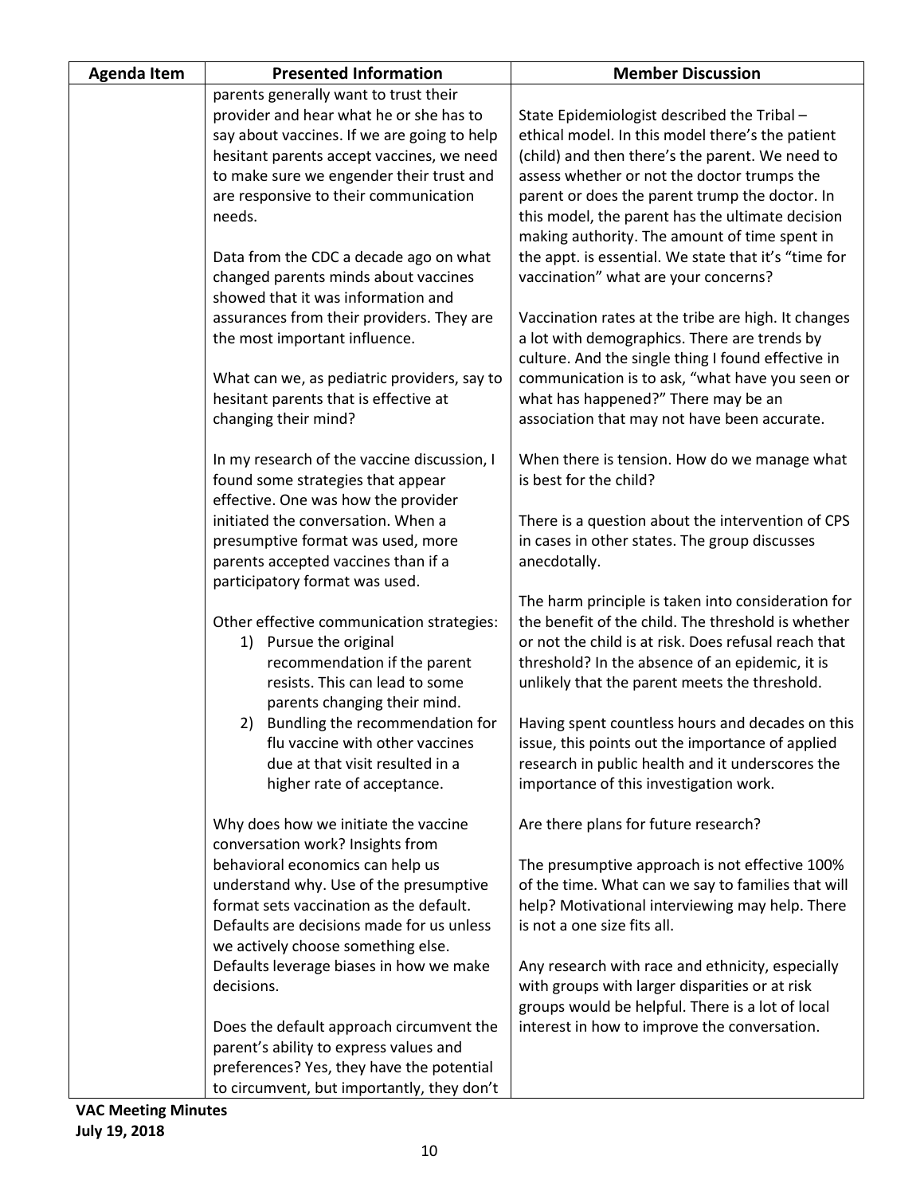| Agenda Item | Presented Information | Member Discussion |
|---|---|---|
| | parents generally want to trust their provider and hear what he or she has to say about vaccines. If we are going to help hesitant parents accept vaccines, we need to make sure we engender their trust and are responsive to their communication needs.<br><br>Data from the CDC a decade ago on what changed parents minds about vaccines showed that it was information and assurances from their providers. They are the most important influence.<br><br>What can we, as pediatric providers, say to hesitant parents that is effective at changing their mind?<br><br>In my research of the vaccine discussion, I found some strategies that appear effective. One was how the provider initiated the conversation. When a presumptive format was used, more parents accepted vaccines than if a participatory format was used.<br><br>Other effective communication strategies:<br>1) Pursue the original recommendation if the parent resists. This can lead to some parents changing their mind.<br>2) Bundling the recommendation for flu vaccine with other vaccines due at that visit resulted in a higher rate of acceptance.<br><br>Why does how we initiate the vaccine conversation work? Insights from behavioral economics can help us understand why. Use of the presumptive format sets vaccination as the default. Defaults are decisions made for us unless we actively choose something else. Defaults leverage biases in how we make decisions.<br><br>Does the default approach circumvent the parent's ability to express values and preferences? Yes, they have the potential to circumvent, but importantly, they don't | State Epidemiologist described the Tribal – ethical model. In this model there's the patient (child) and then there's the parent. We need to assess whether or not the doctor trumps the parent or does the parent trump the doctor. In this model, the parent has the ultimate decision making authority. The amount of time spent in the appt. is essential. We state that it's "time for vaccination" what are your concerns?<br><br>Vaccination rates at the tribe are high. It changes a lot with demographics. There are trends by culture. And the single thing I found effective in communication is to ask, "what have you seen or what has happened?" There may be an association that may not have been accurate.<br><br>When there is tension. How do we manage what is best for the child?<br><br>There is a question about the intervention of CPS in cases in other states. The group discusses anecdotally.<br><br>The harm principle is taken into consideration for the benefit of the child. The threshold is whether or not the child is at risk. Does refusal reach that threshold? In the absence of an epidemic, it is unlikely that the parent meets the threshold.<br><br>Having spent countless hours and decades on this issue, this points out the importance of applied research in public health and it underscores the importance of this investigation work.<br><br>Are there plans for future research?<br><br>The presumptive approach is not effective 100% of the time. What can we say to families that will help? Motivational interviewing may help. There is not a one size fits all.<br><br>Any research with race and ethnicity, especially with groups with larger disparities or at risk groups would be helpful. There is a lot of local interest in how to improve the conversation. |

**VAC Meeting Minutes**
**July 19, 2018**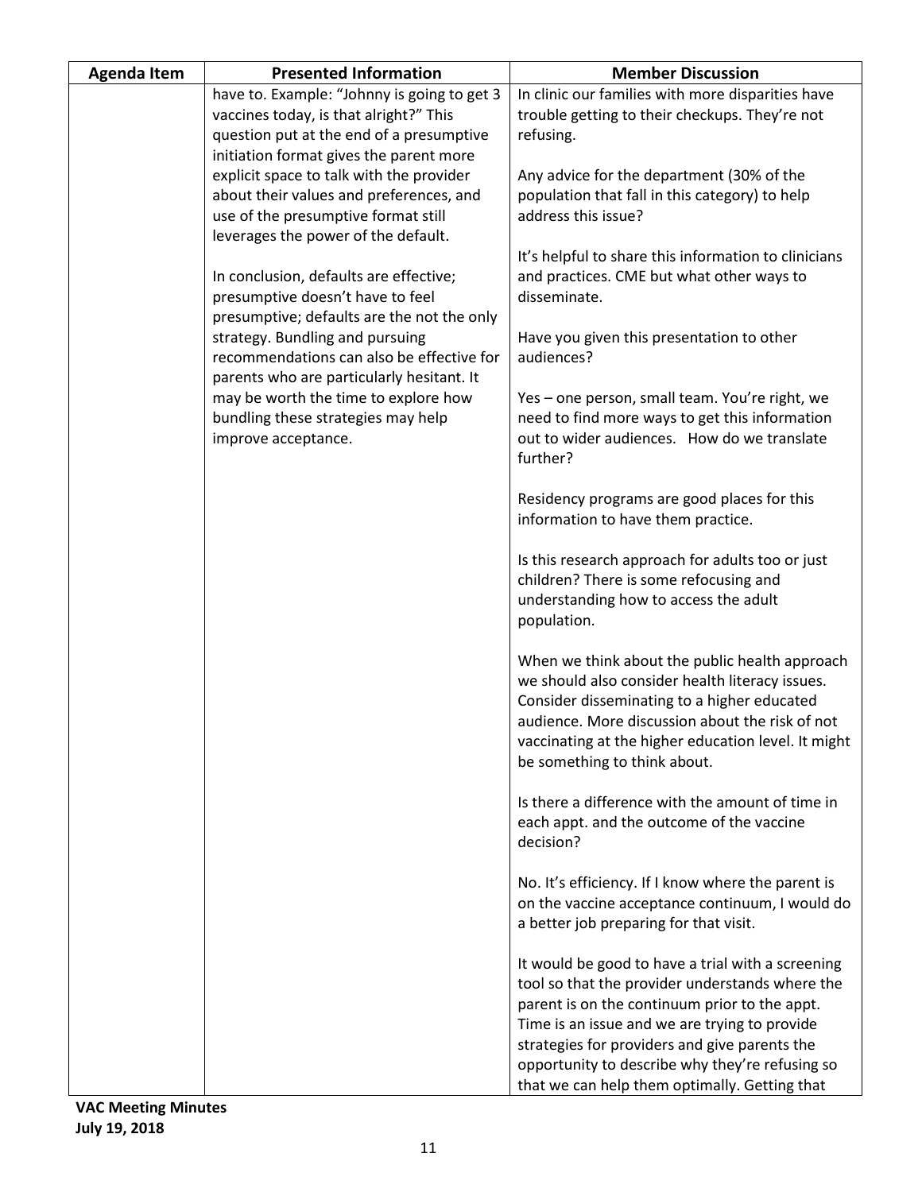| Agenda Item | Presented Information | Member Discussion |
|---|---|---|
| | have to. Example: "Johnny is going to get 3 vaccines today, is that alright?" This question put at the end of a presumptive initiation format gives the parent more explicit space to talk with the provider about their values and preferences, and use of the presumptive format still leverages the power of the default.<br><br>In conclusion, defaults are effective; presumptive doesn't have to feel presumptive; defaults are the not the only strategy. Bundling and pursuing recommendations can also be effective for parents who are particularly hesitant. It may be worth the time to explore how bundling these strategies may help improve acceptance. | In clinic our families with more disparities have trouble getting to their checkups. They're not refusing.<br><br>Any advice for the department (30% of the population that fall in this category) to help address this issue?<br><br>It's helpful to share this information to clinicians and practices. CME but what other ways to disseminate.<br><br>Have you given this presentation to other audiences?<br><br>Yes – one person, small team. You're right, we need to find more ways to get this information out to wider audiences. How do we translate further?<br><br>Residency programs are good places for this information to have them practice.<br><br>Is this research approach for adults too or just children? There is some refocusing and understanding how to access the adult population.<br><br>When we think about the public health approach we should also consider health literacy issues. Consider disseminating to a higher educated audience. More discussion about the risk of not vaccinating at the higher education level. It might be something to think about.<br><br>Is there a difference with the amount of time in each appt. and the outcome of the vaccine decision?<br><br>No. It's efficiency. If I know where the parent is on the vaccine acceptance continuum, I would do a better job preparing for that visit.<br><br>It would be good to have a trial with a screening tool so that the provider understands where the parent is on the continuum prior to the appt. Time is an issue and we are trying to provide strategies for providers and give parents the opportunity to describe why they're refusing so that we can help them optimally. Getting that |

**VAC Meeting Minutes**
**July 19, 2018**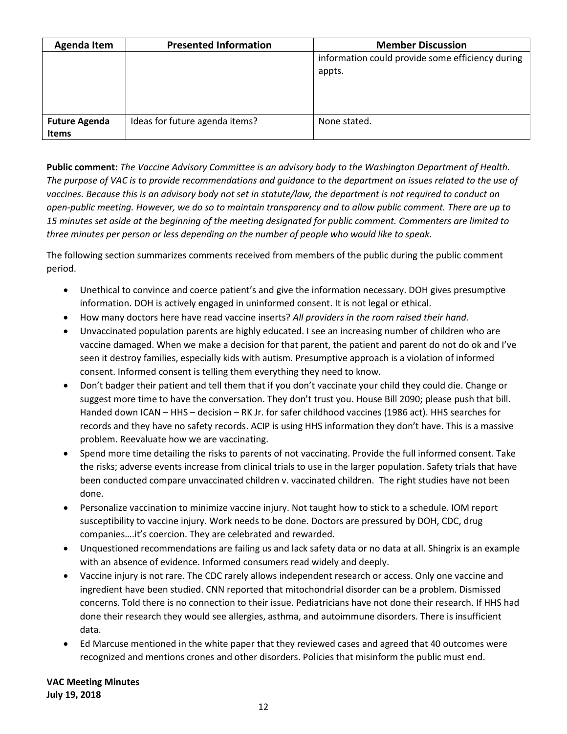| Agenda Item | Presented Information | Member Discussion |
| --- | --- | --- |
| | | information could provide some efficiency during appts. |
| **Future Agenda Items** | Ideas for future agenda items? | None stated. |

**Public comment:** *The Vaccine Advisory Committee is an advisory body to the Washington Department of Health. The purpose of VAC is to provide recommendations and guidance to the department on issues related to the use of vaccines. Because this is an advisory body not set in statute/law, the department is not required to conduct an open-public meeting. However, we do so to maintain transparency and to allow public comment. There are up to 15 minutes set aside at the beginning of the meeting designated for public comment. Commenters are limited to three minutes per person or less depending on the number of people who would like to speak.*

The following section summarizes comments received from members of the public during the public comment period.

- Unethical to convince and coerce patient's and give the information necessary. DOH gives presumptive information. DOH is actively engaged in uninformed consent. It is not legal or ethical.
- How many doctors here have read vaccine inserts? *All providers in the room raised their hand.*
- Unvaccinated population parents are highly educated. I see an increasing number of children who are vaccine damaged. When we make a decision for that parent, the patient and parent do not do ok and I've seen it destroy families, especially kids with autism. Presumptive approach is a violation of informed consent. Informed consent is telling them everything they need to know.
- Don't badger their patient and tell them that if you don't vaccinate your child they could die. Change or suggest more time to have the conversation. They don't trust you. House Bill 2090; please push that bill. Handed down ICAN – HHS – decision – RK Jr. for safer childhood vaccines (1986 act). HHS searches for records and they have no safety records. ACIP is using HHS information they don't have. This is a massive problem. Reevaluate how we are vaccinating.
- Spend more time detailing the risks to parents of not vaccinating. Provide the full informed consent. Take the risks; adverse events increase from clinical trials to use in the larger population. Safety trials that have been conducted compare unvaccinated children v. vaccinated children. The right studies have not been done.
- Personalize vaccination to minimize vaccine injury. Not taught how to stick to a schedule. IOM report susceptibility to vaccine injury. Work needs to be done. Doctors are pressured by DOH, CDC, drug companies….it's coercion. They are celebrated and rewarded.
- Unquestioned recommendations are failing us and lack safety data or no data at all. Shingrix is an example with an absence of evidence. Informed consumers read widely and deeply.
- Vaccine injury is not rare. The CDC rarely allows independent research or access. Only one vaccine and ingredient have been studied. CNN reported that mitochondrial disorder can be a problem. Dismissed concerns. Told there is no connection to their issue. Pediatricians have not done their research. If HHS had done their research they would see allergies, asthma, and autoimmune disorders. There is insufficient data.
- Ed Marcuse mentioned in the white paper that they reviewed cases and agreed that 40 outcomes were recognized and mentions crones and other disorders. Policies that misinform the public must end.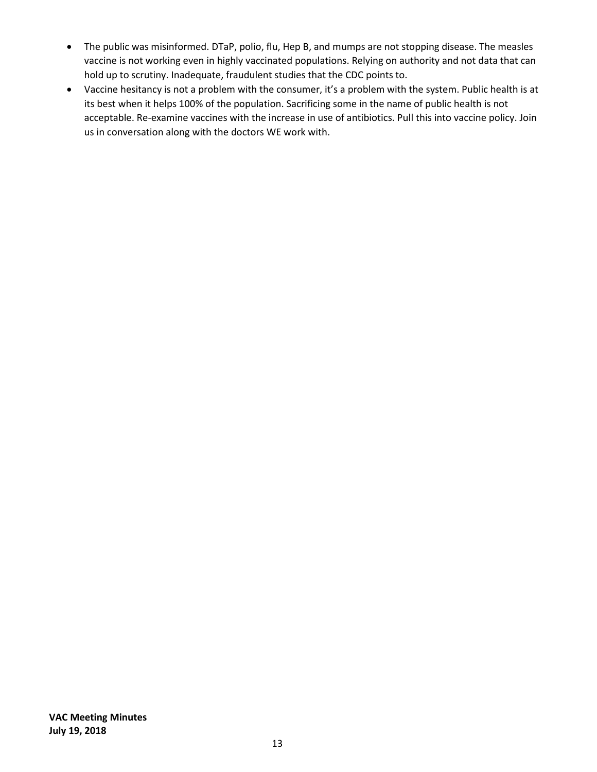- The public was misinformed. DTaP, polio, flu, Hep B, and mumps are not stopping disease. The measles vaccine is not working even in highly vaccinated populations. Relying on authority and not data that can hold up to scrutiny. Inadequate, fraudulent studies that the CDC points to.
- Vaccine hesitancy is not a problem with the consumer, it's a problem with the system. Public health is at its best when it helps 100% of the population. Sacrificing some in the name of public health is not acceptable. Re-examine vaccines with the increase in use of antibiotics. Pull this into vaccine policy. Join us in conversation along with the doctors WE work with.